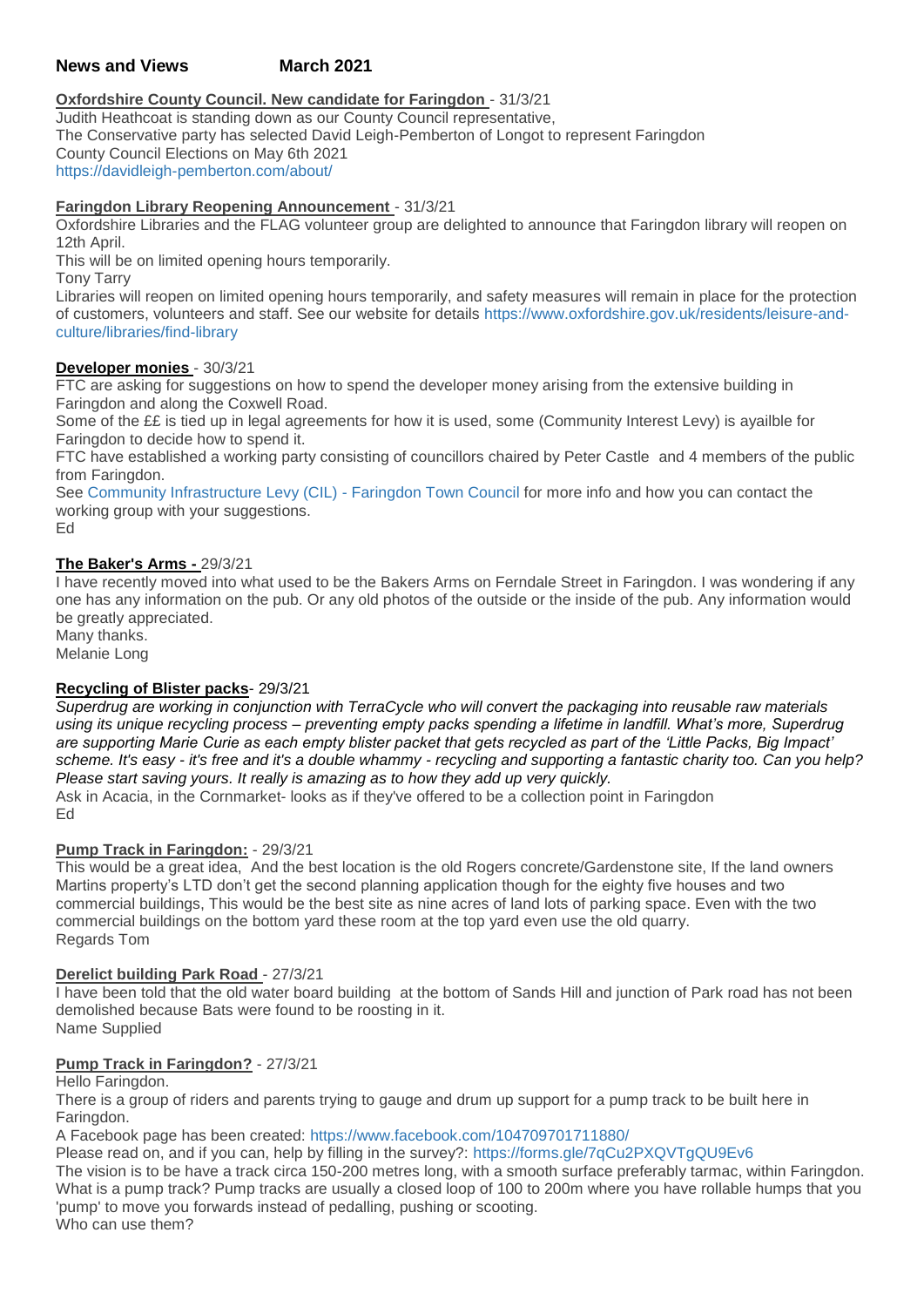# News and Views March 2021

**Oxfordshire County Council. New candidate for Faringdon** - 31/3/21

Judith Heathcoat is standing down as our County Council representative,
The Conservative party has selected David Leigh-Pemberton of Longot to represent Faringdon
County Council Elections on May 6th 2021
https://davidleigh-pemberton.com/about/

**Faringdon Library Reopening Announcement** - 31/3/21

Oxfordshire Libraries and the FLAG volunteer group are delighted to announce that Faringdon library will reopen on 12th April.
This will be on limited opening hours temporarily.
Tony Tarry
Libraries will reopen on limited opening hours temporarily, and safety measures will remain in place for the protection of customers, volunteers and staff. See our website for details https://www.oxfordshire.gov.uk/residents/leisure-and-culture/libraries/find-library

**Developer monies** - 30/3/21

FTC are asking for suggestions on how to spend the developer money arising from the extensive building in Faringdon and along the Coxwell Road.
Some of the ££ is tied up in legal agreements for how it is used, some (Community Interest Levy) is ayailble for Faringdon to decide how to spend it.
FTC have established a working party consisting of councillors chaired by Peter Castle and 4 members of the public from Faringdon.
See Community Infrastructure Levy (CIL) - Faringdon Town Council for more info and how you can contact the working group with your suggestions.
Ed

**The Baker's Arms -** 29/3/21

I have recently moved into what used to be the Bakers Arms on Ferndale Street in Faringdon. I was wondering if any one has any information on the pub. Or any old photos of the outside or the inside of the pub. Any information would be greatly appreciated.
Many thanks.
Melanie Long

**Recycling of Blister packs**- 29/3/21

*Superdrug are working in conjunction with TerraCycle who will convert the packaging into reusable raw materials using its unique recycling process – preventing empty packs spending a lifetime in landfill. What's more, Superdrug are supporting Marie Curie as each empty blister packet that gets recycled as part of the 'Little Packs, Big Impact' scheme. It's easy - it's free and it's a double whammy - recycling and supporting a fantastic charity too. Can you help? Please start saving yours. It really is amazing as to how they add up very quickly.*
Ask in Acacia, in the Cornmarket- looks as if they've offered to be a collection point in Faringdon
Ed

**Pump Track in Faringdon:** - 29/3/21

This would be a great idea, And the best location is the old Rogers concrete/Gardenstone site, If the land owners Martins property's LTD don't get the second planning application though for the eighty five houses and two commercial buildings, This would be the best site as nine acres of land lots of parking space. Even with the two commercial buildings on the bottom yard these room at the top yard even use the old quarry.
Regards Tom

**Derelict building Park Road** - 27/3/21

I have been told that the old water board building at the bottom of Sands Hill and junction of Park road has not been demolished because Bats were found to be roosting in it.
Name Supplied

**Pump Track in Faringdon?** - 27/3/21

Hello Faringdon.
There is a group of riders and parents trying to gauge and drum up support for a pump track to be built here in Faringdon.
A Facebook page has been created: https://www.facebook.com/104709701711880/
Please read on, and if you can, help by filling in the survey?: https://forms.gle/7qCu2PXQVTgQU9Ev6
The vision is to be have a track circa 150-200 metres long, with a smooth surface preferably tarmac, within Faringdon.
What is a pump track? Pump tracks are usually a closed loop of 100 to 200m where you have rollable humps that you 'pump' to move you forwards instead of pedalling, pushing or scooting.
Who can use them?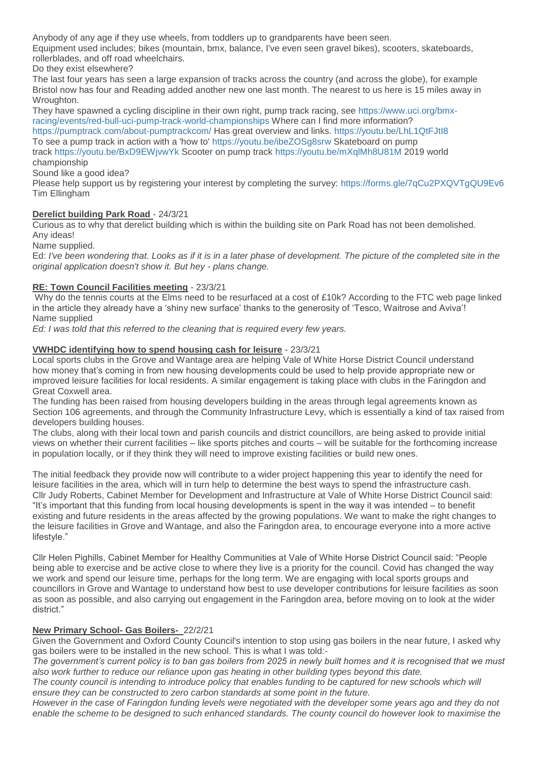Anybody of any age if they use wheels, from toddlers up to grandparents have been seen.
Equipment used includes; bikes (mountain, bmx, balance, I've even seen gravel bikes), scooters, skateboards, rollerblades, and off road wheelchairs.
Do they exist elsewhere?
The last four years has seen a large expansion of tracks across the country (and across the globe), for example Bristol now has four and Reading added another new one last month. The nearest to us here is 15 miles away in Wroughton.
They have spawned a cycling discipline in their own right, pump track racing, see https://www.uci.org/bmx-racing/events/red-bull-uci-pump-track-world-championships Where can I find more information?
https://pumptrack.com/about-pumptrackcom/ Has great overview and links. https://youtu.be/LhL1QtFJtI8
To see a pump track in action with a 'how to' https://youtu.be/ibeZOSg8srw Skateboard on pump track https://youtu.be/BxD9EWjvwYk Scooter on pump track https://youtu.be/mXqlMh8U81M 2019 world championship
Sound like a good idea?
Please help support us by registering your interest by completing the survey: https://forms.gle/7qCu2PXQVTgQU9Ev6
Tim Ellingham

**Derelict building Park Road** - 24/3/21

Curious as to why that derelict building which is within the building site on Park Road has not been demolished. Any ideas!
Name supplied.
Ed: *I've been wondering that. Looks as if it is in a later phase of development. The picture of the completed site in the original application doesn't show it. But hey - plans change.*

**RE: Town Council Facilities meeting** - 23/3/21

Why do the tennis courts at the Elms need to be resurfaced at a cost of £10k? According to the FTC web page linked in the article they already have a 'shiny new surface' thanks to the generosity of 'Tesco, Waitrose and Aviva'!
Name supplied
*Ed: I was told that this referred to the cleaning that is required every few years.*

**VWHDC identifying how to spend housing cash for leisure** - 23/3/21

Local sports clubs in the Grove and Wantage area are helping Vale of White Horse District Council understand how money that's coming in from new housing developments could be used to help provide appropriate new or improved leisure facilities for local residents. A similar engagement is taking place with clubs in the Faringdon and Great Coxwell area.
The funding has been raised from housing developers building in the areas through legal agreements known as Section 106 agreements, and through the Community Infrastructure Levy, which is essentially a kind of tax raised from developers building houses.
The clubs, along with their local town and parish councils and district councillors, are being asked to provide initial views on whether their current facilities – like sports pitches and courts – will be suitable for the forthcoming increase in population locally, or if they think they will need to improve existing facilities or build new ones.

The initial feedback they provide now will contribute to a wider project happening this year to identify the need for leisure facilities in the area, which will in turn help to determine the best ways to spend the infrastructure cash.
Cllr Judy Roberts, Cabinet Member for Development and Infrastructure at Vale of White Horse District Council said: "It's important that this funding from local housing developments is spent in the way it was intended – to benefit existing and future residents in the areas affected by the growing populations. We want to make the right changes to the leisure facilities in Grove and Wantage, and also the Faringdon area, to encourage everyone into a more active lifestyle."

Cllr Helen Pighills, Cabinet Member for Healthy Communities at Vale of White Horse District Council said: "People being able to exercise and be active close to where they live is a priority for the council. Covid has changed the way we work and spend our leisure time, perhaps for the long term. We are engaging with local sports groups and councillors in Grove and Wantage to understand how best to use developer contributions for leisure facilities as soon as soon as possible, and also carrying out engagement in the Faringdon area, before moving on to look at the wider district."

**New Primary School- Gas Boilers-** 22/2/21

Given the Government and Oxford County Council's intention to stop using gas boilers in the near future, I asked why gas boilers were to be installed in the new school. This is what I was told:-
*The government's current policy is to ban gas boilers from 2025 in newly built homes and it is recognised that we must also work further to reduce our reliance upon gas heating in other building types beyond this date.*
*The county council is intending to introduce policy that enables funding to be captured for new schools which will ensure they can be constructed to zero carbon standards at some point in the future.*
*However in the case of Faringdon funding levels were negotiated with the developer some years ago and they do not enable the scheme to be designed to such enhanced standards. The county council do however look to maximise the*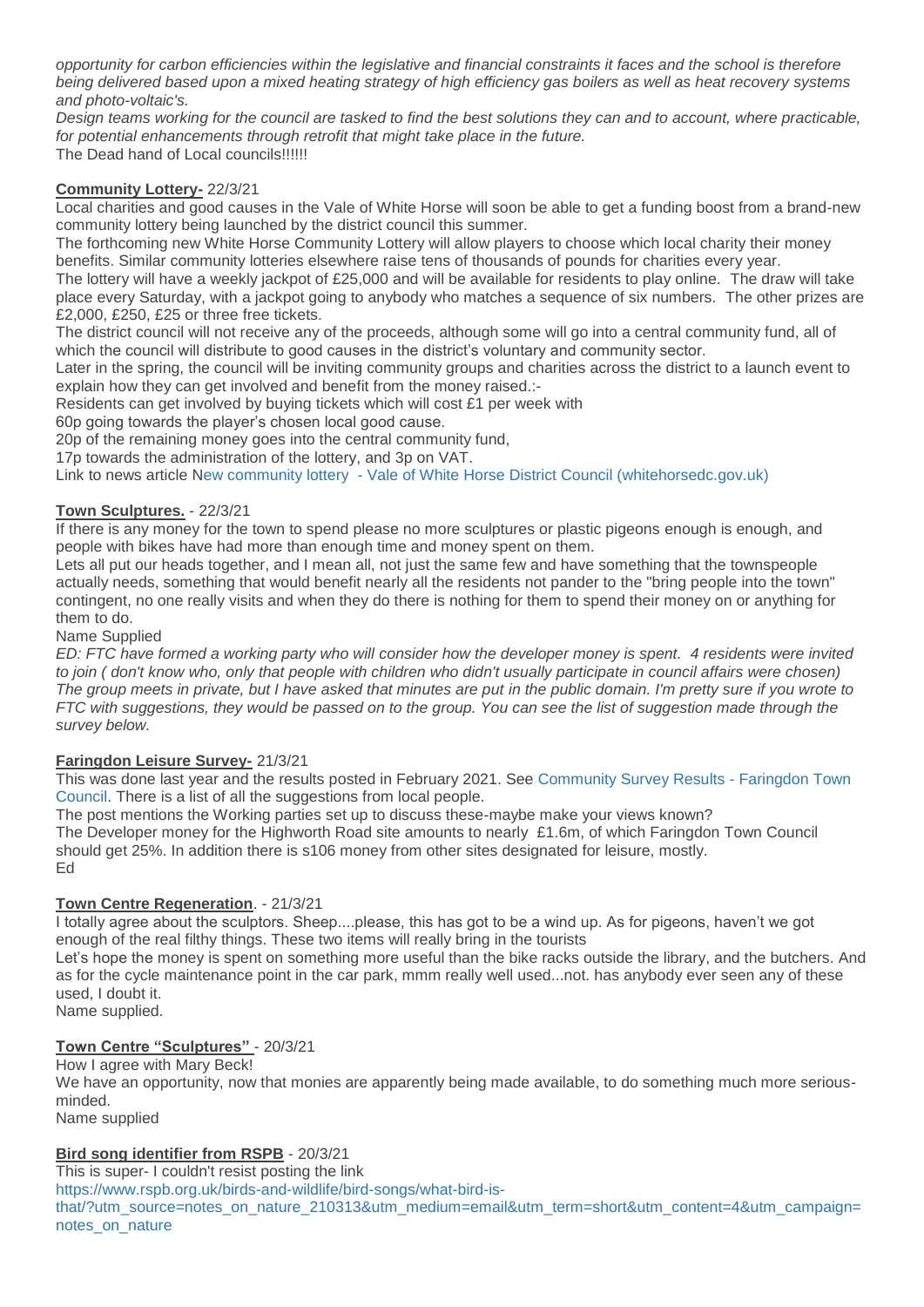*opportunity for carbon efficiencies within the legislative and financial constraints it faces and the school is therefore being delivered based upon a mixed heating strategy of high efficiency gas boilers as well as heat recovery systems and photo-voltaic's.*

*Design teams working for the council are tasked to find the best solutions they can and to account, where practicable, for potential enhancements through retrofit that might take place in the future.*

The Dead hand of Local councils!!!!!!

**Community Lottery-** 22/3/21

Local charities and good causes in the Vale of White Horse will soon be able to get a funding boost from a brand-new community lottery being launched by the district council this summer.

The forthcoming new White Horse Community Lottery will allow players to choose which local charity their money benefits. Similar community lotteries elsewhere raise tens of thousands of pounds for charities every year.

The lottery will have a weekly jackpot of £25,000 and will be available for residents to play online. The draw will take place every Saturday, with a jackpot going to anybody who matches a sequence of six numbers. The other prizes are £2,000, £250, £25 or three free tickets.

The district council will not receive any of the proceeds, although some will go into a central community fund, all of which the council will distribute to good causes in the district's voluntary and community sector.

Later in the spring, the council will be inviting community groups and charities across the district to a launch event to explain how they can get involved and benefit from the money raised.:-

Residents can get involved by buying tickets which will cost £1 per week with

60p going towards the player's chosen local good cause.

20p of the remaining money goes into the central community fund,

17p towards the administration of the lottery, and 3p on VAT.

Link to news article New community lottery - Vale of White Horse District Council (whitehorsedc.gov.uk)

**Town Sculptures.** - 22/3/21

If there is any money for the town to spend please no more sculptures or plastic pigeons enough is enough, and people with bikes have had more than enough time and money spent on them.

Lets all put our heads together, and I mean all, not just the same few and have something that the townspeople actually needs, something that would benefit nearly all the residents not pander to the "bring people into the town" contingent, no one really visits and when they do there is nothing for them to spend their money on or anything for them to do.

Name Supplied

*ED: FTC have formed a working party who will consider how the developer money is spent. 4 residents were invited to join ( don't know who, only that people with children who didn't usually participate in council affairs were chosen) The group meets in private, but I have asked that minutes are put in the public domain. I'm pretty sure if you wrote to FTC with suggestions, they would be passed on to the group. You can see the list of suggestion made through the survey below.*

**Faringdon Leisure Survey-** 21/3/21

This was done last year and the results posted in February 2021. See Community Survey Results - Faringdon Town Council. There is a list of all the suggestions from local people.

The post mentions the Working parties set up to discuss these-maybe make your views known?

The Developer money for the Highworth Road site amounts to nearly £1.6m, of which Faringdon Town Council should get 25%. In addition there is s106 money from other sites designated for leisure, mostly.

Ed

**Town Centre Regeneration**. - 21/3/21

I totally agree about the sculptors. Sheep....please, this has got to be a wind up. As for pigeons, haven't we got enough of the real filthy things. These two items will really bring in the tourists

Let's hope the money is spent on something more useful than the bike racks outside the library, and the butchers. And as for the cycle maintenance point in the car park, mmm really well used...not. has anybody ever seen any of these used, I doubt it.

Name supplied.

**Town Centre "Sculptures"** - 20/3/21

How I agree with Mary Beck!

We have an opportunity, now that monies are apparently being made available, to do something much more serious-minded.

Name supplied

**Bird song identifier from RSPB** - 20/3/21

This is super- I couldn't resist posting the link

https://www.rspb.org.uk/birds-and-wildlife/bird-songs/what-bird-is-that/?utm_source=notes_on_nature_210313&utm_medium=email&utm_term=short&utm_content=4&utm_campaign=notes_on_nature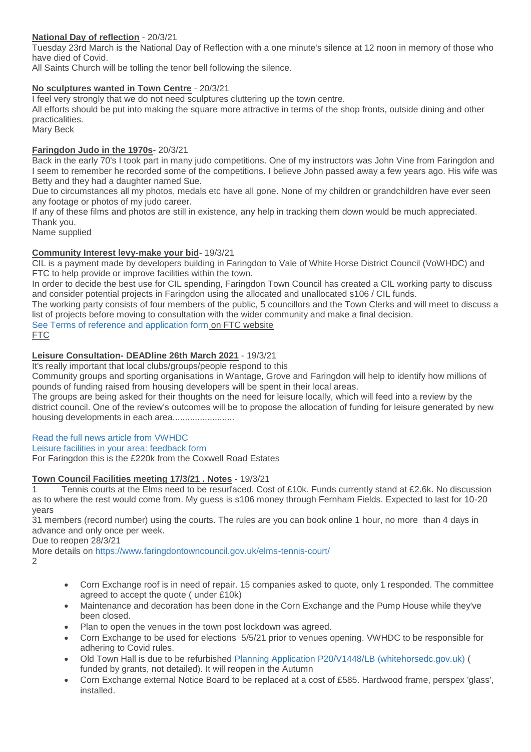**National Day of reflection** - 20/3/21

Tuesday 23rd March is the National Day of Reflection with a one minute's silence at 12 noon in memory of those who have died of Covid.

All Saints Church will be tolling the tenor bell following the silence.

**No sculptures wanted in Town Centre** - 20/3/21

I feel very strongly that we do not need sculptures cluttering up the town centre.

All efforts should be put into making the square more attractive in terms of the shop fronts, outside dining and other practicalities.

Mary Beck

**Faringdon Judo in the 1970s**- 20/3/21

Back in the early 70's I took part in many judo competitions. One of my instructors was John Vine from Faringdon and I seem to remember he recorded some of the competitions. I believe John passed away a few years ago. His wife was Betty and they had a daughter named Sue.

Due to circumstances all my photos, medals etc have all gone. None of my children or grandchildren have ever seen any footage or photos of my judo career.

If any of these films and photos are still in existence, any help in tracking them down would be much appreciated. Thank you.

Name supplied

**Community Interest levy-make your bid**- 19/3/21

CIL is a payment made by developers building in Faringdon to Vale of White Horse District Council (VoWHDC) and FTC to help provide or improve facilities within the town.

In order to decide the best use for CIL spending, Faringdon Town Council has created a CIL working party to discuss and consider potential projects in Faringdon using the allocated and unallocated s106 / CIL funds.

The working party consists of four members of the public, 5 councillors and the Town Clerks and will meet to discuss a list of projects before moving to consultation with the wider community and make a final decision.

See Terms of reference and application form on FTC website

FTC

**Leisure Consultation- DEADline 26th March 2021** - 19/3/21

It's really important that local clubs/groups/people respond to this

Community groups and sporting organisations in Wantage, Grove and Faringdon will help to identify how millions of pounds of funding raised from housing developers will be spent in their local areas.

The groups are being asked for their thoughts on the need for leisure locally, which will feed into a review by the district council. One of the review's outcomes will be to propose the allocation of funding for leisure generated by new housing developments in each area.........................

Read the full news article from VWHDC

Leisure facilities in your area: feedback form

For Faringdon this is the £220k from the Coxwell Road Estates

**Town Council Facilities meeting 17/3/21 . Notes** - 19/3/21

1 Tennis courts at the Elms need to be resurfaced. Cost of £10k. Funds currently stand at £2.6k. No discussion as to where the rest would come from. My guess is s106 money through Fernham Fields. Expected to last for 10-20 years

31 members (record number) using the courts. The rules are you can book online 1 hour, no more than 4 days in advance and only once per week.

Due to reopen 28/3/21

More details on https://www.faringdontowncouncil.gov.uk/elms-tennis-court/

2

- Corn Exchange roof is in need of repair. 15 companies asked to quote, only 1 responded. The committee agreed to accept the quote ( under £10k)
- Maintenance and decoration has been done in the Corn Exchange and the Pump House while they've been closed.
- Plan to open the venues in the town post lockdown was agreed.
- Corn Exchange to be used for elections 5/5/21 prior to venues opening. VWHDC to be responsible for adhering to Covid rules.
- Old Town Hall is due to be refurbished Planning Application P20/V1448/LB (whitehorsedc.gov.uk) ( funded by grants, not detailed). It will reopen in the Autumn
- Corn Exchange external Notice Board to be replaced at a cost of £585. Hardwood frame, perspex 'glass', installed.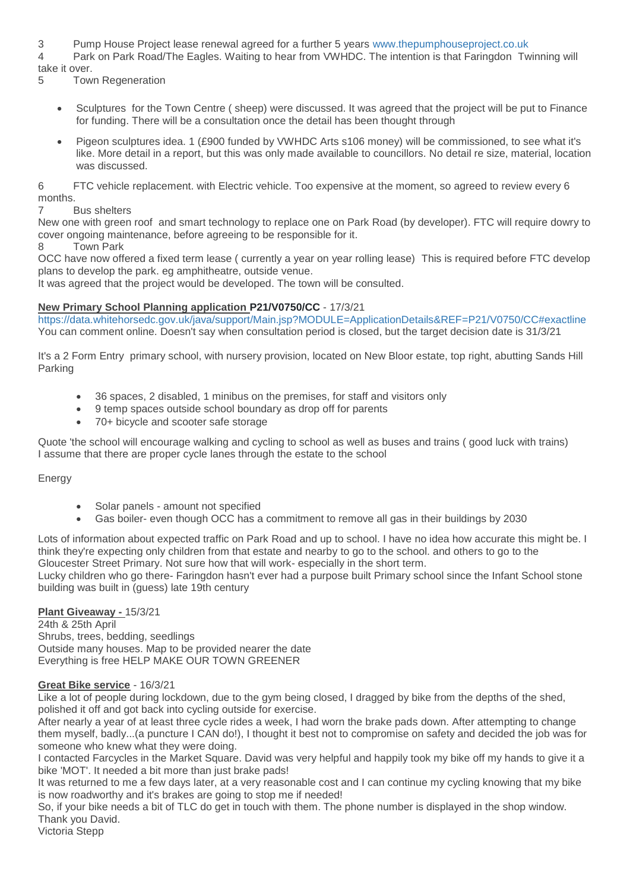3 Pump House Project lease renewal agreed for a further 5 years www.thepumphouseproject.co.uk

4 Park on Park Road/The Eagles. Waiting to hear from VWHDC. The intention is that Faringdon Twinning will take it over.

5 Town Regeneration

- Sculptures for the Town Centre ( sheep) were discussed. It was agreed that the project will be put to Finance for funding. There will be a consultation once the detail has been thought through
- Pigeon sculptures idea. 1 (£900 funded by VWHDC Arts s106 money) will be commissioned, to see what it's like. More detail in a report, but this was only made available to councillors. No detail re size, material, location was discussed.

6 FTC vehicle replacement. with Electric vehicle. Too expensive at the moment, so agreed to review every 6 months.

7 Bus shelters

New one with green roof and smart technology to replace one on Park Road (by developer). FTC will require dowry to cover ongoing maintenance, before agreeing to be responsible for it.

8 Town Park

OCC have now offered a fixed term lease ( currently a year on year rolling lease) This is required before FTC develop plans to develop the park. eg amphitheatre, outside venue.

It was agreed that the project would be developed. The town will be consulted.

**New Primary School Planning application P21/V0750/CC** - 17/3/21

https://data.whitehorsedc.gov.uk/java/support/Main.jsp?MODULE=ApplicationDetails&REF=P21/V0750/CC#exactline

You can comment online. Doesn't say when consultation period is closed, but the target decision date is 31/3/21

It's a 2 Form Entry primary school, with nursery provision, located on New Bloor estate, top right, abutting Sands Hill Parking

- 36 spaces, 2 disabled, 1 minibus on the premises, for staff and visitors only
- 9 temp spaces outside school boundary as drop off for parents
- 70+ bicycle and scooter safe storage

Quote 'the school will encourage walking and cycling to school as well as buses and trains ( good luck with trains)

I assume that there are proper cycle lanes through the estate to the school

Energy

- Solar panels - amount not specified
- Gas boiler- even though OCC has a commitment to remove all gas in their buildings by 2030

Lots of information about expected traffic on Park Road and up to school. I have no idea how accurate this might be. I think they're expecting only children from that estate and nearby to go to the school. and others to go to the Gloucester Street Primary. Not sure how that will work- especially in the short term.

Lucky children who go there- Faringdon hasn't ever had a purpose built Primary school since the Infant School stone building was built in (guess) late 19th century

**Plant Giveaway -** 15/3/21

24th & 25th April

Shrubs, trees, bedding, seedlings

Outside many houses. Map to be provided nearer the date

Everything is free HELP MAKE OUR TOWN GREENER

**Great Bike service** - 16/3/21

Like a lot of people during lockdown, due to the gym being closed, I dragged by bike from the depths of the shed, polished it off and got back into cycling outside for exercise.

After nearly a year of at least three cycle rides a week, I had worn the brake pads down. After attempting to change them myself, badly...(a puncture I CAN do!), I thought it best not to compromise on safety and decided the job was for someone who knew what they were doing.

I contacted Farcycles in the Market Square. David was very helpful and happily took my bike off my hands to give it a bike 'MOT'. It needed a bit more than just brake pads!

It was returned to me a few days later, at a very reasonable cost and I can continue my cycling knowing that my bike is now roadworthy and it's brakes are going to stop me if needed!

So, if your bike needs a bit of TLC do get in touch with them. The phone number is displayed in the shop window.

Thank you David.

Victoria Stepp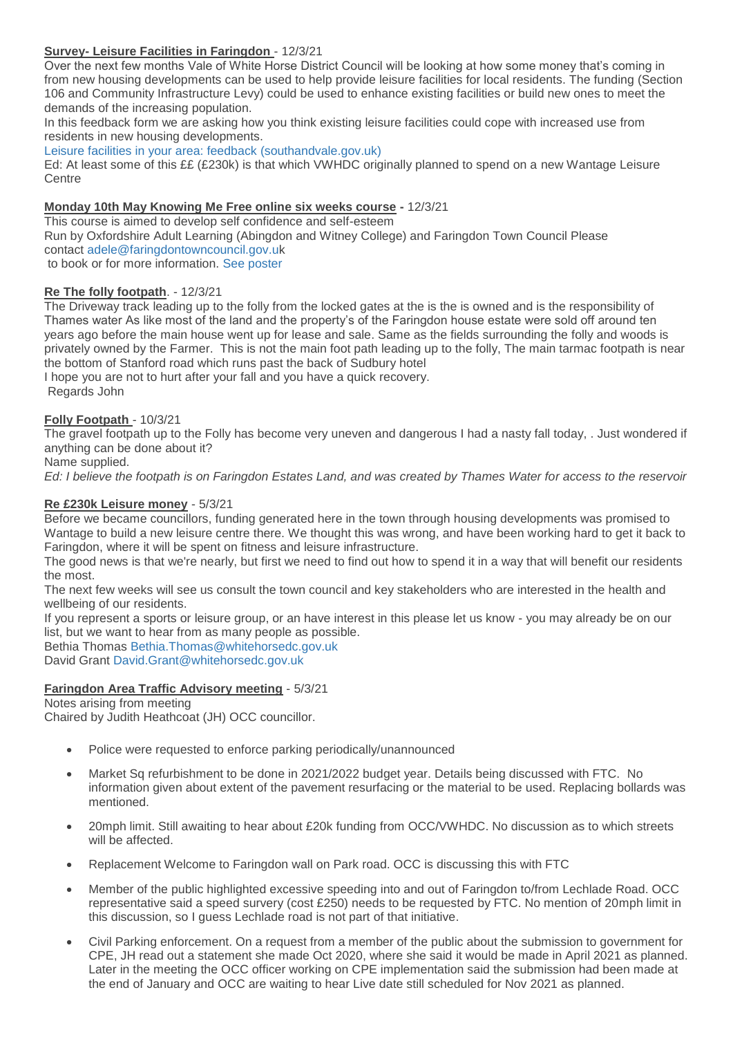**Survey- Leisure Facilities in Faringdon** - 12/3/21

Over the next few months Vale of White Horse District Council will be looking at how some money that's coming in from new housing developments can be used to help provide leisure facilities for local residents. The funding (Section 106 and Community Infrastructure Levy) could be used to enhance existing facilities or build new ones to meet the demands of the increasing population.

In this feedback form we are asking how you think existing leisure facilities could cope with increased use from residents in new housing developments.

Leisure facilities in your area: feedback (southandvale.gov.uk)

Ed: At least some of this ££ (£230k) is that which VWHDC originally planned to spend on a new Wantage Leisure Centre

**Monday 10th May Knowing Me Free online six weeks course -** 12/3/21

This course is aimed to develop self confidence and self-esteem

Run by Oxfordshire Adult Learning (Abingdon and Witney College) and Faringdon Town Council Please contact adele@faringdontowncouncil.gov.uk to book or for more information. See poster

**Re The folly footpath**. - 12/3/21

The Driveway track leading up to the folly from the locked gates at the is the is owned and is the responsibility of Thames water As like most of the land and the property's of the Faringdon house estate were sold off around ten years ago before the main house went up for lease and sale. Same as the fields surrounding the folly and woods is privately owned by the Farmer. This is not the main foot path leading up to the folly, The main tarmac footpath is near the bottom of Stanford road which runs past the back of Sudbury hotel

I hope you are not to hurt after your fall and you have a quick recovery.

Regards John

**Folly Footpath** - 10/3/21

The gravel footpath up to the Folly has become very uneven and dangerous I had a nasty fall today, . Just wondered if anything can be done about it?

Name supplied.

*Ed: I believe the footpath is on Faringdon Estates Land, and was created by Thames Water for access to the reservoir*

**Re £230k Leisure money** - 5/3/21

Before we became councillors, funding generated here in the town through housing developments was promised to Wantage to build a new leisure centre there. We thought this was wrong, and have been working hard to get it back to Faringdon, where it will be spent on fitness and leisure infrastructure.

The good news is that we're nearly, but first we need to find out how to spend it in a way that will benefit our residents the most.

The next few weeks will see us consult the town council and key stakeholders who are interested in the health and wellbeing of our residents.

If you represent a sports or leisure group, or an have interest in this please let us know - you may already be on our list, but we want to hear from as many people as possible.

Bethia Thomas Bethia.Thomas@whitehorsedc.gov.uk

David Grant David.Grant@whitehorsedc.gov.uk

**Faringdon Area Traffic Advisory meeting** - 5/3/21

Notes arising from meeting

Chaired by Judith Heathcoat (JH) OCC councillor.

- Police were requested to enforce parking periodically/unannounced
- Market Sq refurbishment to be done in 2021/2022 budget year. Details being discussed with FTC. No information given about extent of the pavement resurfacing or the material to be used. Replacing bollards was mentioned.
- 20mph limit. Still awaiting to hear about £20k funding from OCC/VWHDC. No discussion as to which streets will be affected.
- Replacement Welcome to Faringdon wall on Park road. OCC is discussing this with FTC
- Member of the public highlighted excessive speeding into and out of Faringdon to/from Lechlade Road. OCC representative said a speed survery (cost £250) needs to be requested by FTC. No mention of 20mph limit in this discussion, so I guess Lechlade road is not part of that initiative.
- Civil Parking enforcement. On a request from a member of the public about the submission to government for CPE, JH read out a statement she made Oct 2020, where she said it would be made in April 2021 as planned. Later in the meeting the OCC officer working on CPE implementation said the submission had been made at the end of January and OCC are waiting to hear Live date still scheduled for Nov 2021 as planned.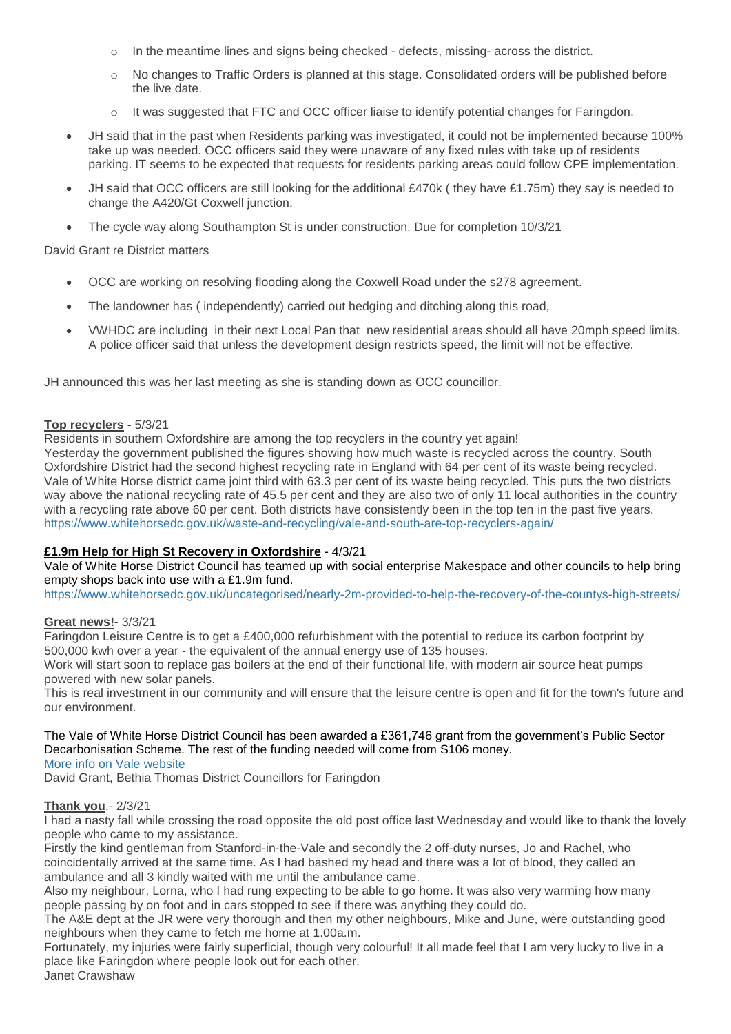- In the meantime lines and signs being checked - defects, missing- across the district.
  - No changes to Traffic Orders is planned at this stage. Consolidated orders will be published before the live date.
  - It was suggested that FTC and OCC officer liaise to identify potential changes for Faringdon.
- JH said that in the past when Residents parking was investigated, it could not be implemented because 100% take up was needed. OCC officers said they were unaware of any fixed rules with take up of residents parking. IT seems to be expected that requests for residents parking areas could follow CPE implementation.
- JH said that OCC officers are still looking for the additional £470k ( they have £1.75m) they say is needed to change the A420/Gt Coxwell junction.
- The cycle way along Southampton St is under construction. Due for completion 10/3/21

David Grant re District matters

- OCC are working on resolving flooding along the Coxwell Road under the s278 agreement.
- The landowner has ( independently) carried out hedging and ditching along this road,
- VWHDC are including in their next Local Pan that new residential areas should all have 20mph speed limits. A police officer said that unless the development design restricts speed, the limit will not be effective.

JH announced this was her last meeting as she is standing down as OCC councillor.

**Top recyclers** - 5/3/21

Residents in southern Oxfordshire are among the top recyclers in the country yet again!
Yesterday the government published the figures showing how much waste is recycled across the country. South Oxfordshire District had the second highest recycling rate in England with 64 per cent of its waste being recycled. Vale of White Horse district came joint third with 63.3 per cent of its waste being recycled. This puts the two districts way above the national recycling rate of 45.5 per cent and they are also two of only 11 local authorities in the country with a recycling rate above 60 per cent. Both districts have consistently been in the top ten in the past five years.
https://www.whitehorsedc.gov.uk/waste-and-recycling/vale-and-south-are-top-recyclers-again/

**£1.9m Help for High St Recovery in Oxfordshire** - 4/3/21

Vale of White Horse District Council has teamed up with social enterprise Makespace and other councils to help bring empty shops back into use with a £1.9m fund.
https://www.whitehorsedc.gov.uk/uncategorised/nearly-2m-provided-to-help-the-recovery-of-the-countys-high-streets/

**Great news!**- 3/3/21

Faringdon Leisure Centre is to get a £400,000 refurbishment with the potential to reduce its carbon footprint by 500,000 kwh over a year - the equivalent of the annual energy use of 135 houses.
Work will start soon to replace gas boilers at the end of their functional life, with modern air source heat pumps powered with new solar panels.
This is real investment in our community and will ensure that the leisure centre is open and fit for the town's future and our environment.

The Vale of White Horse District Council has been awarded a £361,746 grant from the government's Public Sector Decarbonisation Scheme. The rest of the funding needed will come from S106 money.
More info on Vale website
David Grant, Bethia Thomas District Councillors for Faringdon

**Thank you**.- 2/3/21

I had a nasty fall while crossing the road opposite the old post office last Wednesday and would like to thank the lovely people who came to my assistance.
Firstly the kind gentleman from Stanford-in-the-Vale and secondly the 2 off-duty nurses, Jo and Rachel, who coincidentally arrived at the same time. As I had bashed my head and there was a lot of blood, they called an ambulance and all 3 kindly waited with me until the ambulance came.
Also my neighbour, Lorna, who I had rung expecting to be able to go home. It was also very warming how many people passing by on foot and in cars stopped to see if there was anything they could do.
The A&E dept at the JR were very thorough and then my other neighbours, Mike and June, were outstanding good neighbours when they came to fetch me home at 1.00a.m.
Fortunately, my injuries were fairly superficial, though very colourful! It all made feel that I am very lucky to live in a place like Faringdon where people look out for each other.
Janet Crawshaw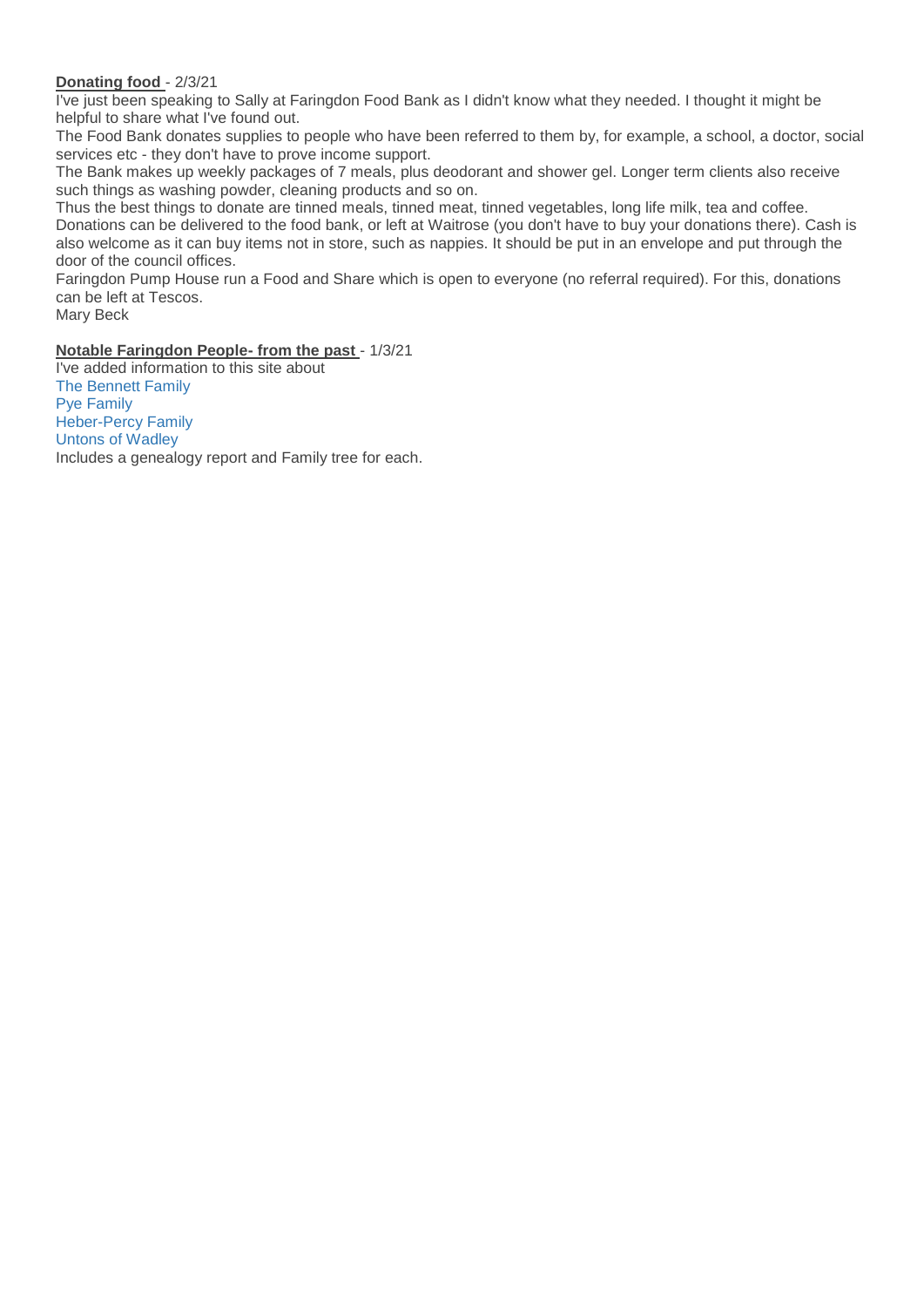**Donating food** - 2/3/21

I've just been speaking to Sally at Faringdon Food Bank as I didn't know what they needed. I thought it might be helpful to share what I've found out.

The Food Bank donates supplies to people who have been referred to them by, for example, a school, a doctor, social services etc - they don't have to prove income support.

The Bank makes up weekly packages of 7 meals, plus deodorant and shower gel. Longer term clients also receive such things as washing powder, cleaning products and so on.

Thus the best things to donate are tinned meals, tinned meat, tinned vegetables, long life milk, tea and coffee.

Donations can be delivered to the food bank, or left at Waitrose (you don't have to buy your donations there). Cash is also welcome as it can buy items not in store, such as nappies. It should be put in an envelope and put through the door of the council offices.

Faringdon Pump House run a Food and Share which is open to everyone (no referral required). For this, donations can be left at Tescos.

Mary Beck

**Notable Faringdon People- from the past** - 1/3/21

I've added information to this site about

The Bennett Family

Pye Family

Heber-Percy Family

Untons of Wadley

Includes a genealogy report and Family tree for each.